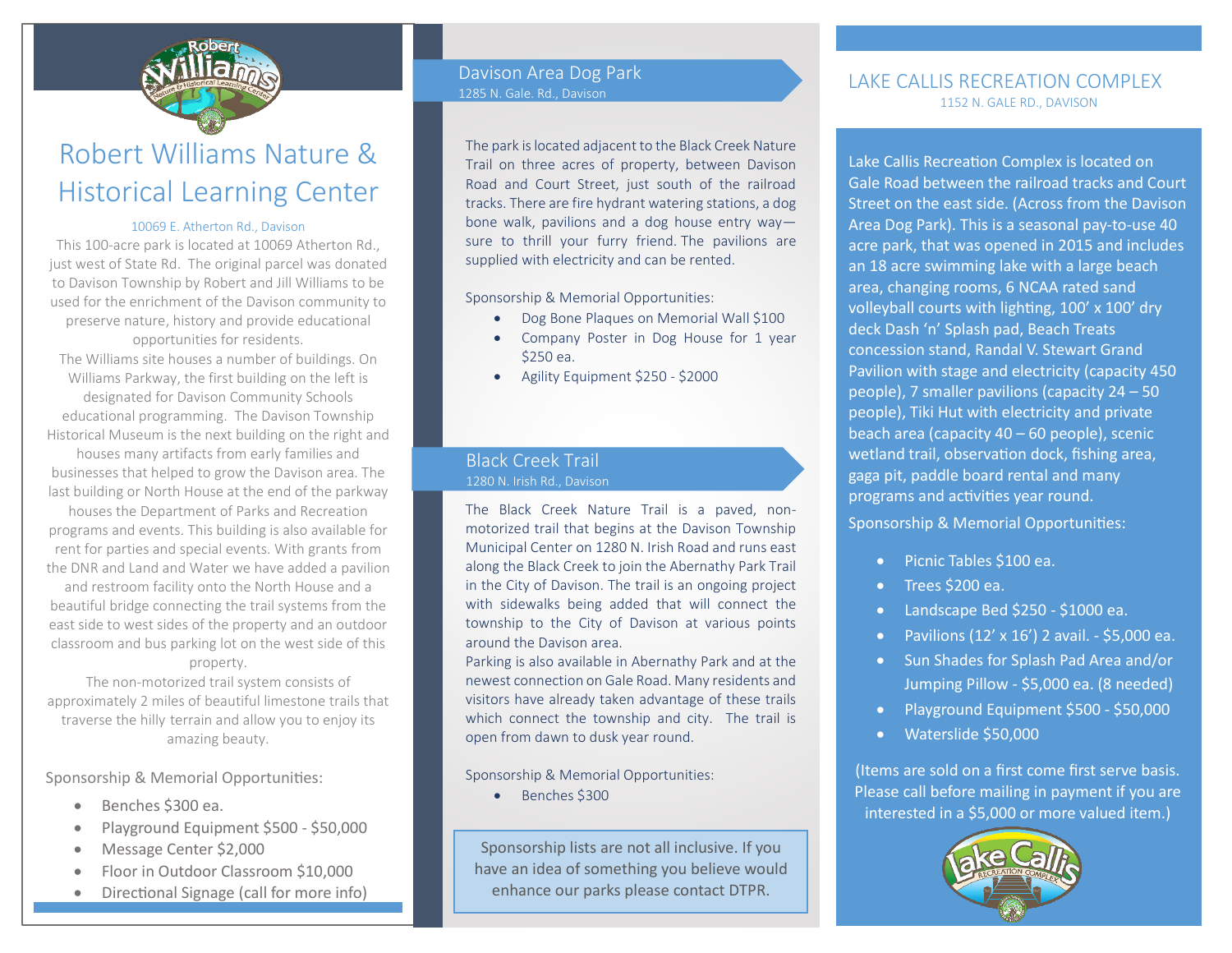# Robert Williams Nature & Historical Learning Center

10069 E. Atherton Rd., Davison

This 100-acre park is located at 10069 Atherton Rd., just west of State Rd. The original parcel was donated to Davison Township by Robert and Jill Williams to be used for the enrichment of the Davison community to preserve nature, history and provide educational opportunities for residents.

The Williams site houses a number of buildings. On Williams Parkway, the first building on the left is designated for Davison Community Schools educational programming. The Davison Township Historical Museum is the next building on the right and houses many artifacts from early families and businesses that helped to grow the Davison area. The last building or North House at the end of the parkway houses the Department of Parks and Recreation programs and events. This building is also available for rent for parties and special events. With grants from the DNR and Land and Water we have added a pavilion and restroom facility onto the North House and a beautiful bridge connecting the trail systems from the east side to west sides of the property and an outdoor classroom and bus parking lot on the west side of this property.

The non-motorized trail system consists of approximately 2 miles of beautiful limestone trails that traverse the hilly terrain and allow you to enjoy its amazing beauty.

Sponsorship & Memorial Opportunities:

- Benches $300 ea.
- Playground Equipment $500 - $50,000
- Message Center $2,000
- Floor in Outdoor Classroom $10,000
- Directional Signage (call for more info)

## Davison Area Dog Park

1285 N. Gale. Rd., Davison

The park is located adjacent to the Black Creek Nature Trail on three acres of property, between Davison Road and Court Street, just south of the railroad tracks. There are fire hydrant watering stations, a dog bone walk, pavilions and a dog house entry way—sure to thrill your furry friend. The pavilions are supplied with electricity and can be rented.

Sponsorship & Memorial Opportunities:

- Dog Bone Plaques on Memorial Wall $100
- Company Poster in Dog House for 1 year $250 ea.
- Agility Equipment $250 - $2000

## Black Creek Trail

1280 N. Irish Rd., Davison

The Black Creek Nature Trail is a paved, non-motorized trail that begins at the Davison Township Municipal Center on 1280 N. Irish Road and runs east along the Black Creek to join the Abernathy Park Trail in the City of Davison. The trail is an ongoing project with sidewalks being added that will connect the township to the City of Davison at various points around the Davison area.

Parking is also available in Abernathy Park and at the newest connection on Gale Road. Many residents and visitors have already taken advantage of these trails which connect the township and city. The trail is open from dawn to dusk year round.

Sponsorship & Memorial Opportunities:

- Benches $300

Sponsorship lists are not all inclusive. If you have an idea of something you believe would enhance our parks please contact DTPR.

## LAKE CALLIS RECREATION COMPLEX

1152 N. GALE RD., DAVISON

Lake Callis Recreation Complex is located on Gale Road between the railroad tracks and Court Street on the east side. (Across from the Davison Area Dog Park). This is a seasonal pay-to-use 40 acre park, that was opened in 2015 and includes an 18 acre swimming lake with a large beach area, changing rooms, 6 NCAA rated sand volleyball courts with lighting, 100' x 100' dry deck Dash 'n' Splash pad, Beach Treats concession stand, Randal V. Stewart Grand Pavilion with stage and electricity (capacity 450 people), 7 smaller pavilions (capacity 24 – 50 people), Tiki Hut with electricity and private beach area (capacity 40 – 60 people), scenic wetland trail, observation dock, fishing area, gaga pit, paddle board rental and many programs and activities year round.

Sponsorship & Memorial Opportunities:

- Picnic Tables $100 ea.
- Trees $200 ea.
- Landscape Bed $250 - $1000 ea.
- Pavilions (12' x 16') 2 avail. - $5,000 ea.
- Sun Shades for Splash Pad Area and/or Jumping Pillow - $5,000 ea. (8 needed)
- Playground Equipment $500 - $50,000
- Waterslide $50,000

(Items are sold on a first come first serve basis. Please call before mailing in payment if you are interested in a $5,000 or more valued item.)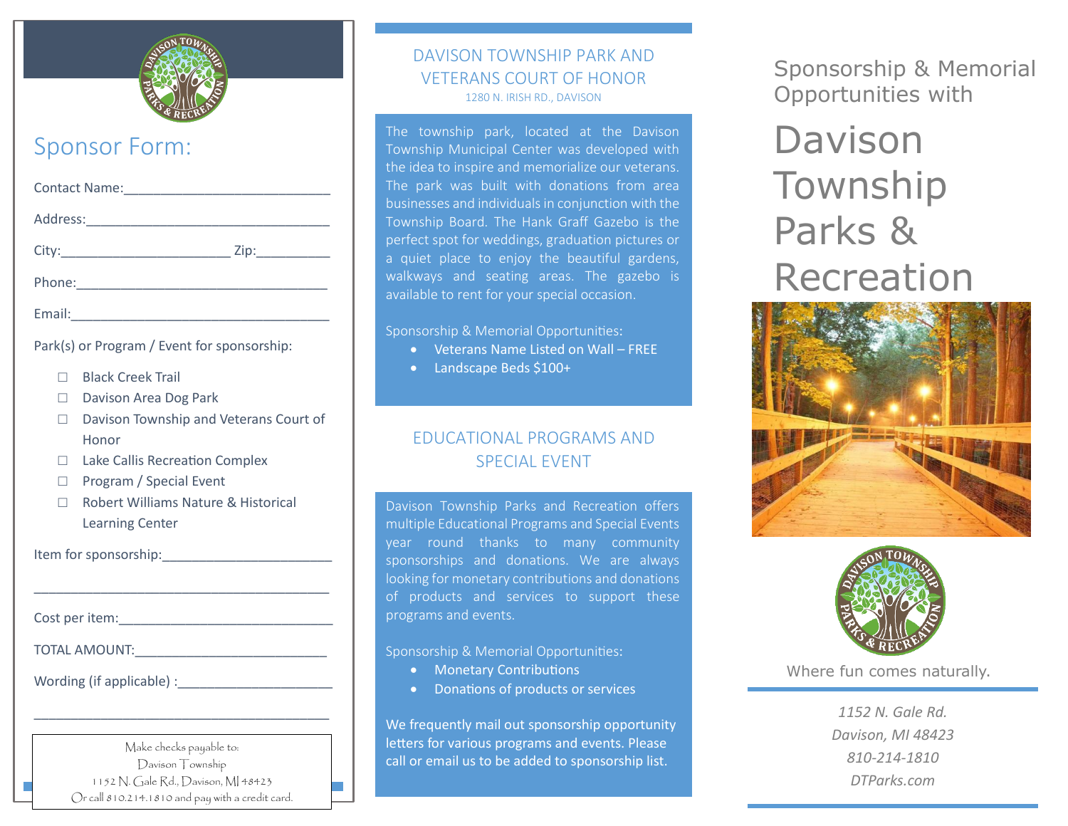## Sponsor Form:

Contact Name:___________________________

Address:_________________________________

City:______________________ Zip:__________

Phone:__________________________________

Email:___________________________________

Park(s) or Program / Event for sponsorship:

- ☐ Black Creek Trail
- ☐ Davison Area Dog Park
- ☐ Davison Township and Veterans Court of Honor
- ☐ Lake Callis Recreation Complex
- ☐ Program / Special Event
- ☐ Robert Williams Nature & Historical Learning Center

Item for sponsorship:______________________

_______________________________________

Cost per item:____________________________

TOTAL AMOUNT:__________________________

Wording (if applicable) :____________________

_______________________________________

Make checks payable to:
Davison Township
1152 N. Gale Rd., Davison, MI 48423
Or call 810.214.1810 and pay with a credit card.

## DAVISON TOWNSHIP PARK AND VETERANS COURT OF HONOR

1280 N. IRISH RD., DAVISON

The township park, located at the Davison Township Municipal Center was developed with the idea to inspire and memorialize our veterans. The park was built with donations from area businesses and individuals in conjunction with the Township Board. The Hank Graff Gazebo is the perfect spot for weddings, graduation pictures or a quiet place to enjoy the beautiful gardens, walkways and seating areas. The gazebo is available to rent for your special occasion.

Sponsorship & Memorial Opportunities:

- Veterans Name Listed on Wall – FREE
- Landscape Beds $100+

## EDUCATIONAL PROGRAMS AND SPECIAL EVENT

Davison Township Parks and Recreation offers multiple Educational Programs and Special Events year round thanks to many community sponsorships and donations. We are always looking for monetary contributions and donations of products and services to support these programs and events.

Sponsorship & Memorial Opportunities:

- Monetary Contributions
- Donations of products or services

We frequently mail out sponsorship opportunity letters for various programs and events. Please call or email us to be added to sponsorship list.

Sponsorship & Memorial Opportunities with

# Davison Township Parks & Recreation

Where fun comes naturally.

*1152 N. Gale Rd.*
*Davison, MI 48423*
*810-214-1810*
*DTParks.com*